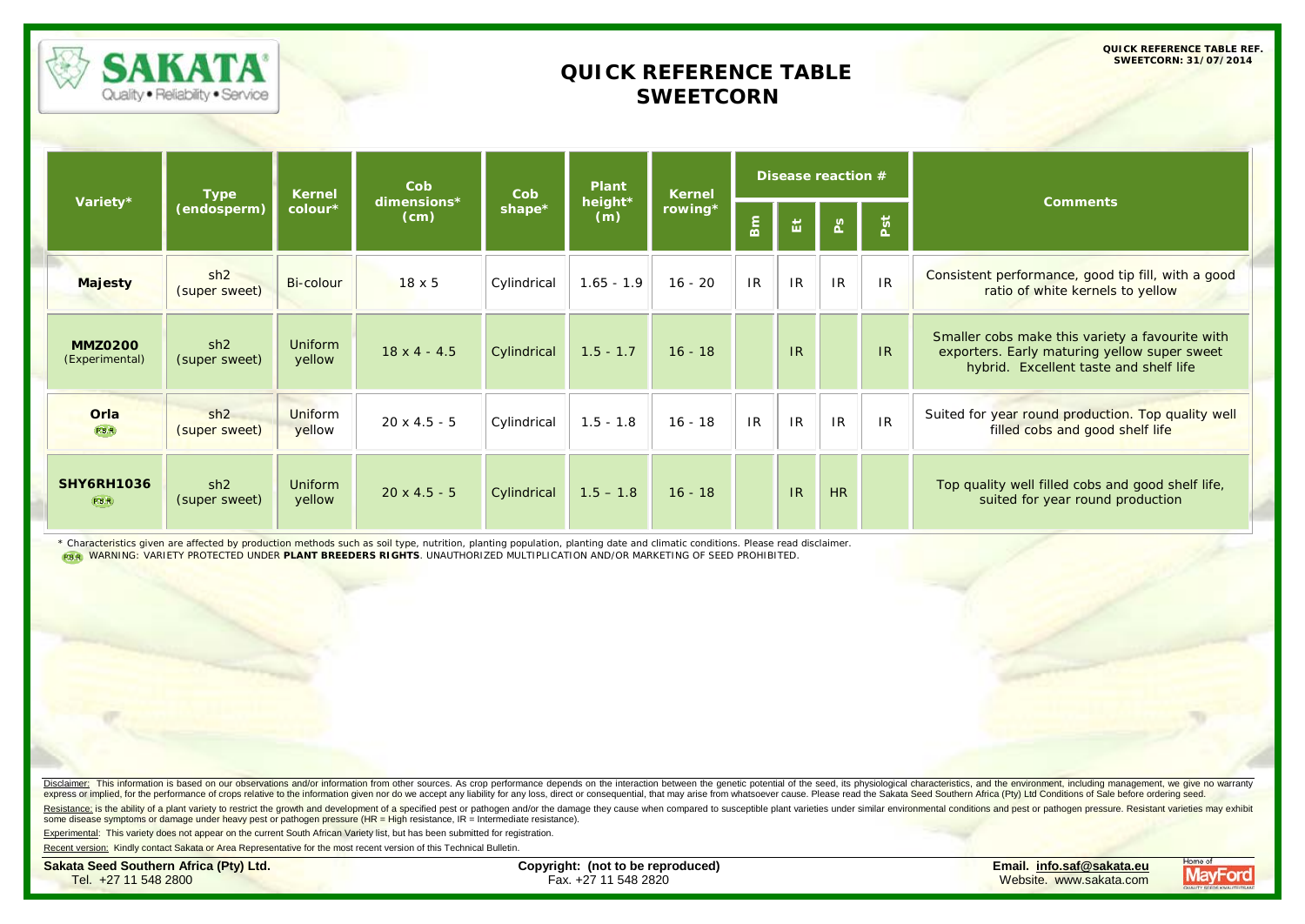QUICK REFERENCE TABLE REF. SWEETCORN: 31/07/2014

# QUICK REFERENCE TABLE SWEETCORN

| Variety* | Type (endosperm) | Kernel colour* | Cob dimensions* (cm) | Cob shape* | Plant height* (m) | Kernel rowing* | Disease reaction # | | | | Comments |
|---|---|---|---|---|---|---|---|---|---|---|---|
| | | | | | | | Bm | Et | Ps | Pst | |
| **Majesty** | sh2 (super sweet) | Bi-colour | 18 x 5 | Cylindrical | 1.65 - 1.9 | 16 - 20 | IR | IR | IR | IR | Consistent performance, good tip fill, with a good ratio of white kernels to yellow |
| **MMZ0200** (Experimental) | sh2 (super sweet) | Uniform yellow | 18 x 4 - 4.5 | Cylindrical | 1.5 - 1.7 | 16 - 18 | | IR | | IR | Smaller cobs make this variety a favourite with exporters. Early maturing yellow super sweet hybrid. Excellent taste and shelf life |
| **Orla** PBR | sh2 (super sweet) | Uniform yellow | 20 x 4.5 - 5 | Cylindrical | 1.5 - 1.8 | 16 - 18 | IR | IR | IR | IR | Suited for year round production. Top quality well filled cobs and good shelf life |
| **SHY6RH1036** PBR | sh2 (super sweet) | Uniform yellow | 20 x 4.5 - 5 | Cylindrical | 1.5 – 1.8 | 16 - 18 | | IR | HR | | Top quality well filled cobs and good shelf life, suited for year round production |

\* Characteristics given are affected by production methods such as soil type, nutrition, planting population, planting date and climatic conditions. Please read disclaimer.

PBR WARNING: VARIETY PROTECTED UNDER **PLANT BREEDERS RIGHTS**. UNAUTHORIZED MULTIPLICATION AND/OR MARKETING OF SEED PROHIBITED.

Disclaimer: This information is based on our observations and/or information from other sources. As crop performance depends on the interaction between the genetic potential of the seed, its physiological characteristics, and the environment, including management, we give no warranty express or implied, for the performance of crops relative to the information given nor do we accept any liability for any loss, direct or consequential, that may arise from whatsoever cause. Please read the Sakata Seed Southern Africa (Pty) Ltd Conditions of Sale before ordering seed.

Resistance: is the ability of a plant variety to restrict the growth and development of a specified pest or pathogen and/or the damage they cause when compared to susceptible plant varieties under similar environmental conditions and pest or pathogen pressure. Resistant varieties may exhibit some disease symptoms or damage under heavy pest or pathogen pressure (HR = High resistance, IR = Intermediate resistance).

Experimental: This variety does not appear on the current South African Variety list, but has been submitted for registration.

Recent version: Kindly contact Sakata or Area Representative for the most recent version of this Technical Bulletin.

**Sakata Seed Southern Africa (Pty) Ltd.**
Tel. +27 11 548 2800

**Copyright: (not to be reproduced)**
Fax. +27 11 548 2820

**Email. info.saf@sakata.eu**
Website. www.sakata.com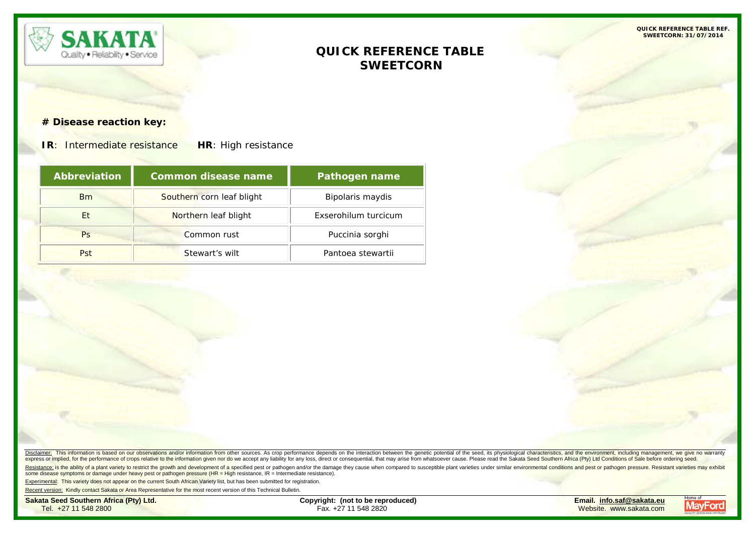# QUICK REFERENCE TABLE
# SWEETCORN

QUICK REFERENCE TABLE REF. SWEETCORN: 31/07/2014

**# Disease reaction key:**

**IR**: Intermediate resistance **HR**: High resistance

| Abbreviation | Common disease name | Pathogen name |
| --- | --- | --- |
| Bm | Southern corn leaf blight | Bipolaris maydis |
| Et | Northern leaf blight | Exserohilum turcicum |
| Ps | Common rust | Puccinia sorghi |
| Pst | Stewart's wilt | Pantoea stewartii |

Disclaimer: This information is based on our observations and/or information from other sources. As crop performance depends on the interaction between the genetic potential of the seed, its physiological characteristics, and the environment, including management, we give no warranty express or implied, for the performance of crops relative to the information given nor do we accept any liability for any loss, direct or consequential, that may arise from whatsoever cause. Please read the Sakata Seed Southern Africa (Pty) Ltd Conditions of Sale before ordering seed.

Resistance: is the ability of a plant variety to restrict the growth and development of a specified pest or pathogen and/or the damage they cause when compared to susceptible plant varieties under similar environmental conditions and pest or pathogen pressure. Resistant varieties may exhibit some disease symptoms or damage under heavy pest or pathogen pressure (HR = High resistance, IR = Intermediate resistance).

Experimental: This variety does not appear on the current South African Variety list, but has been submitted for registration.

Recent version: Kindly contact Sakata or Area Representative for the most recent version of this Technical Bulletin.

**Sakata Seed Southern Africa (Pty) Ltd.** Tel. +27 11 548 2800

**Copyright: (not to be reproduced)** Fax. +27 11 548 2820

**Email. info.saf@sakata.eu** Website. www.sakata.com